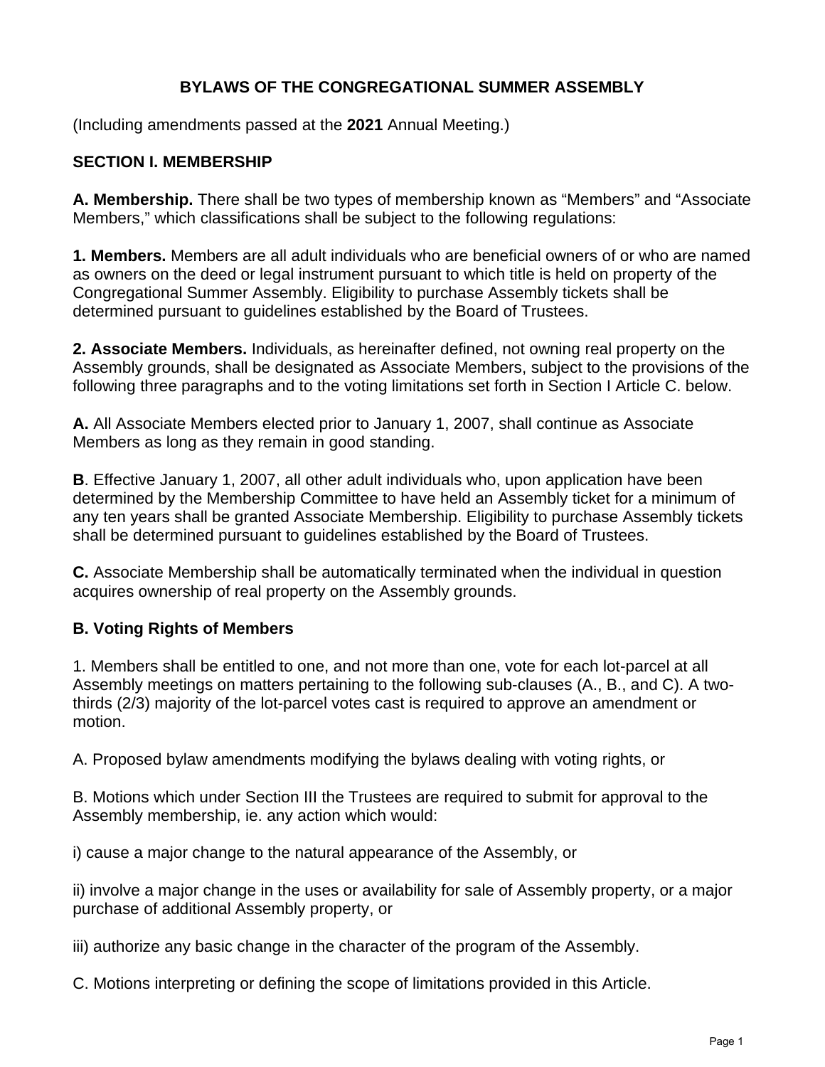# BYLAWS OF THE CONGREGATIONAL SUMMER ASSEMBLY

(Including amendments passed at the **2021** Annual Meeting.)

## SECTION I. MEMBERSHIP

**A. Membership.** There shall be two types of membership known as "Members" and "Associate Members," which classifications shall be subject to the following regulations:

**1. Members.** Members are all adult individuals who are beneficial owners of or who are named as owners on the deed or legal instrument pursuant to which title is held on property of the Congregational Summer Assembly. Eligibility to purchase Assembly tickets shall be determined pursuant to guidelines established by the Board of Trustees.

**2. Associate Members.** Individuals, as hereinafter defined, not owning real property on the Assembly grounds, shall be designated as Associate Members, subject to the provisions of the following three paragraphs and to the voting limitations set forth in Section I Article C. below.

**A.** All Associate Members elected prior to January 1, 2007, shall continue as Associate Members as long as they remain in good standing.

**B**. Effective January 1, 2007, all other adult individuals who, upon application have been determined by the Membership Committee to have held an Assembly ticket for a minimum of any ten years shall be granted Associate Membership. Eligibility to purchase Assembly tickets shall be determined pursuant to guidelines established by the Board of Trustees.

**C.** Associate Membership shall be automatically terminated when the individual in question acquires ownership of real property on the Assembly grounds.

**B. Voting Rights of Members**

1. Members shall be entitled to one, and not more than one, vote for each lot-parcel at all Assembly meetings on matters pertaining to the following sub-clauses (A., B., and C). A two-thirds (2/3) majority of the lot-parcel votes cast is required to approve an amendment or motion.

A. Proposed bylaw amendments modifying the bylaws dealing with voting rights, or

B. Motions which under Section III the Trustees are required to submit for approval to the Assembly membership, ie. any action which would:

i) cause a major change to the natural appearance of the Assembly, or

ii) involve a major change in the uses or availability for sale of Assembly property, or a major purchase of additional Assembly property, or

iii) authorize any basic change in the character of the program of the Assembly.

C. Motions interpreting or defining the scope of limitations provided in this Article.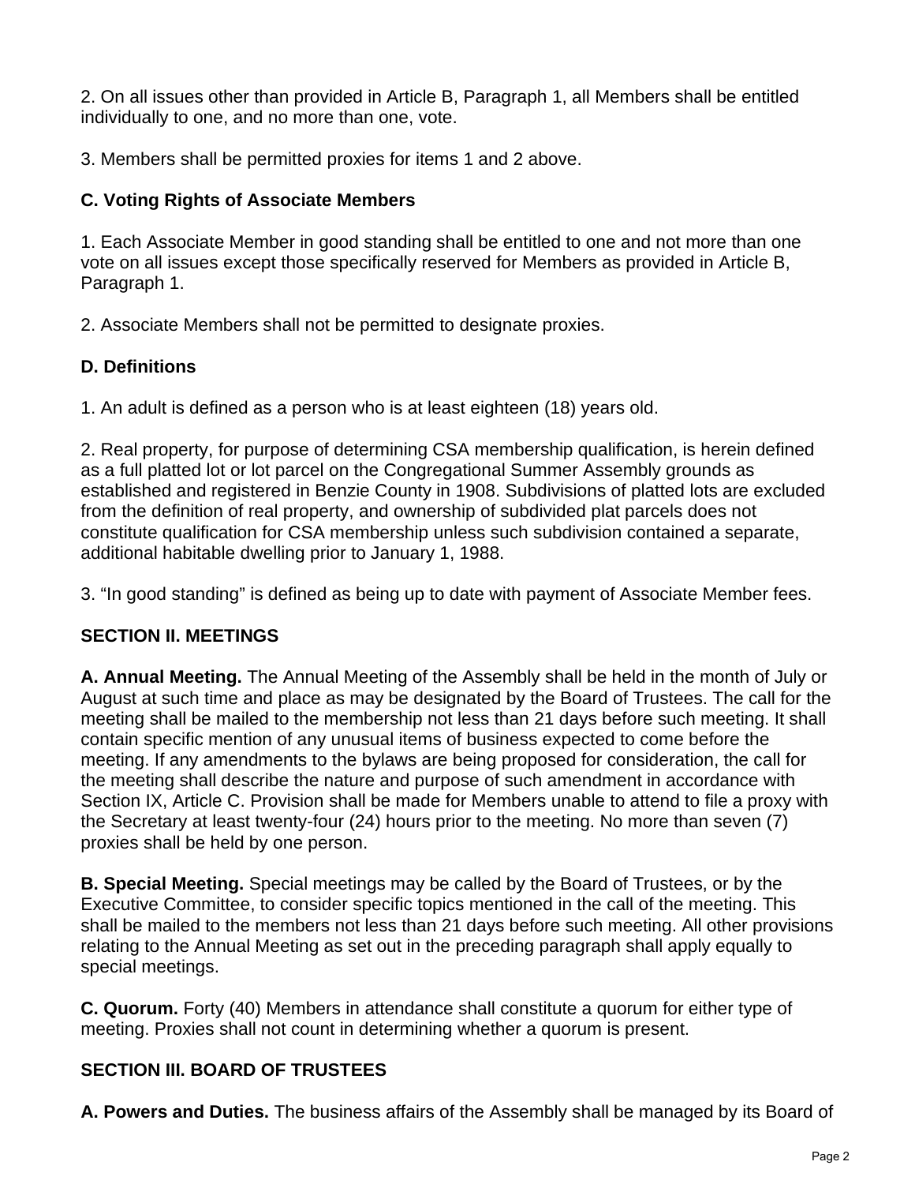2. On all issues other than provided in Article B, Paragraph 1, all Members shall be entitled individually to one, and no more than one, vote.

3. Members shall be permitted proxies for items 1 and 2 above.

### C. Voting Rights of Associate Members

1. Each Associate Member in good standing shall be entitled to one and not more than one vote on all issues except those specifically reserved for Members as provided in Article B, Paragraph 1.

2. Associate Members shall not be permitted to designate proxies.

### D. Definitions

1. An adult is defined as a person who is at least eighteen (18) years old.

2. Real property, for purpose of determining CSA membership qualification, is herein defined as a full platted lot or lot parcel on the Congregational Summer Assembly grounds as established and registered in Benzie County in 1908. Subdivisions of platted lots are excluded from the definition of real property, and ownership of subdivided plat parcels does not constitute qualification for CSA membership unless such subdivision contained a separate, additional habitable dwelling prior to January 1, 1988.

3. "In good standing" is defined as being up to date with payment of Associate Member fees.

## SECTION II. MEETINGS

**A. Annual Meeting.** The Annual Meeting of the Assembly shall be held in the month of July or August at such time and place as may be designated by the Board of Trustees. The call for the meeting shall be mailed to the membership not less than 21 days before such meeting. It shall contain specific mention of any unusual items of business expected to come before the meeting. If any amendments to the bylaws are being proposed for consideration, the call for the meeting shall describe the nature and purpose of such amendment in accordance with Section IX, Article C. Provision shall be made for Members unable to attend to file a proxy with the Secretary at least twenty-four (24) hours prior to the meeting. No more than seven (7) proxies shall be held by one person.

**B. Special Meeting.** Special meetings may be called by the Board of Trustees, or by the Executive Committee, to consider specific topics mentioned in the call of the meeting. This shall be mailed to the members not less than 21 days before such meeting. All other provisions relating to the Annual Meeting as set out in the preceding paragraph shall apply equally to special meetings.

**C. Quorum.** Forty (40) Members in attendance shall constitute a quorum for either type of meeting. Proxies shall not count in determining whether a quorum is present.

## SECTION III. BOARD OF TRUSTEES

**A. Powers and Duties.** The business affairs of the Assembly shall be managed by its Board of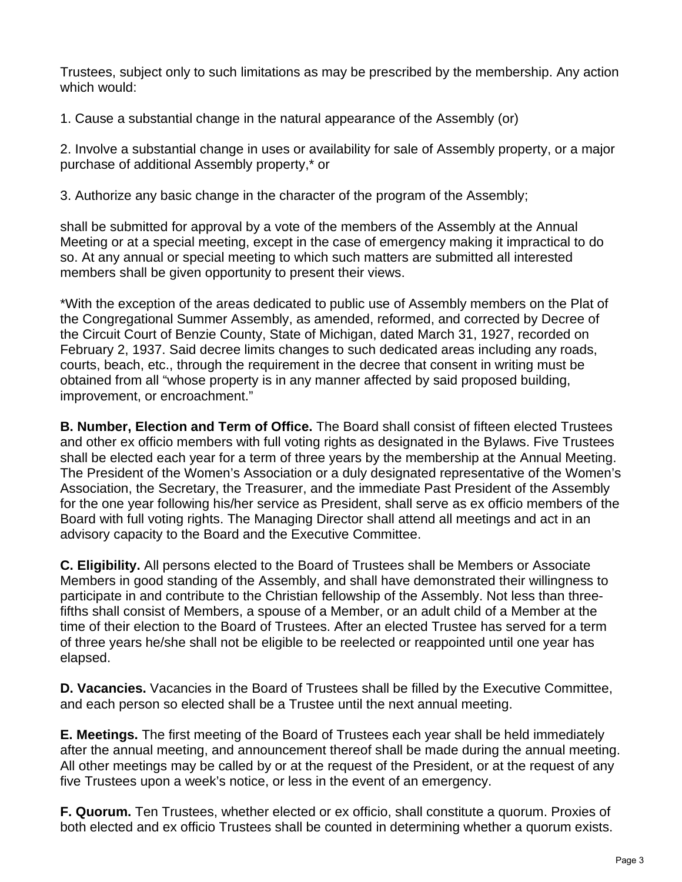Trustees, subject only to such limitations as may be prescribed by the membership. Any action which would:

1. Cause a substantial change in the natural appearance of the Assembly (or)

2. Involve a substantial change in uses or availability for sale of Assembly property, or a major purchase of additional Assembly property,* or

3. Authorize any basic change in the character of the program of the Assembly;

shall be submitted for approval by a vote of the members of the Assembly at the Annual Meeting or at a special meeting, except in the case of emergency making it impractical to do so. At any annual or special meeting to which such matters are submitted all interested members shall be given opportunity to present their views.

*With the exception of the areas dedicated to public use of Assembly members on the Plat of the Congregational Summer Assembly, as amended, reformed, and corrected by Decree of the Circuit Court of Benzie County, State of Michigan, dated March 31, 1927, recorded on February 2, 1937. Said decree limits changes to such dedicated areas including any roads, courts, beach, etc., through the requirement in the decree that consent in writing must be obtained from all "whose property is in any manner affected by said proposed building, improvement, or encroachment."

**B. Number, Election and Term of Office.** The Board shall consist of fifteen elected Trustees and other ex officio members with full voting rights as designated in the Bylaws. Five Trustees shall be elected each year for a term of three years by the membership at the Annual Meeting. The President of the Women's Association or a duly designated representative of the Women's Association, the Secretary, the Treasurer, and the immediate Past President of the Assembly for the one year following his/her service as President, shall serve as ex officio members of the Board with full voting rights. The Managing Director shall attend all meetings and act in an advisory capacity to the Board and the Executive Committee.

**C. Eligibility.** All persons elected to the Board of Trustees shall be Members or Associate Members in good standing of the Assembly, and shall have demonstrated their willingness to participate in and contribute to the Christian fellowship of the Assembly. Not less than three-fifths shall consist of Members, a spouse of a Member, or an adult child of a Member at the time of their election to the Board of Trustees. After an elected Trustee has served for a term of three years he/she shall not be eligible to be reelected or reappointed until one year has elapsed.

**D. Vacancies.** Vacancies in the Board of Trustees shall be filled by the Executive Committee, and each person so elected shall be a Trustee until the next annual meeting.

**E. Meetings.** The first meeting of the Board of Trustees each year shall be held immediately after the annual meeting, and announcement thereof shall be made during the annual meeting. All other meetings may be called by or at the request of the President, or at the request of any five Trustees upon a week's notice, or less in the event of an emergency.

**F. Quorum.** Ten Trustees, whether elected or ex officio, shall constitute a quorum. Proxies of both elected and ex officio Trustees shall be counted in determining whether a quorum exists.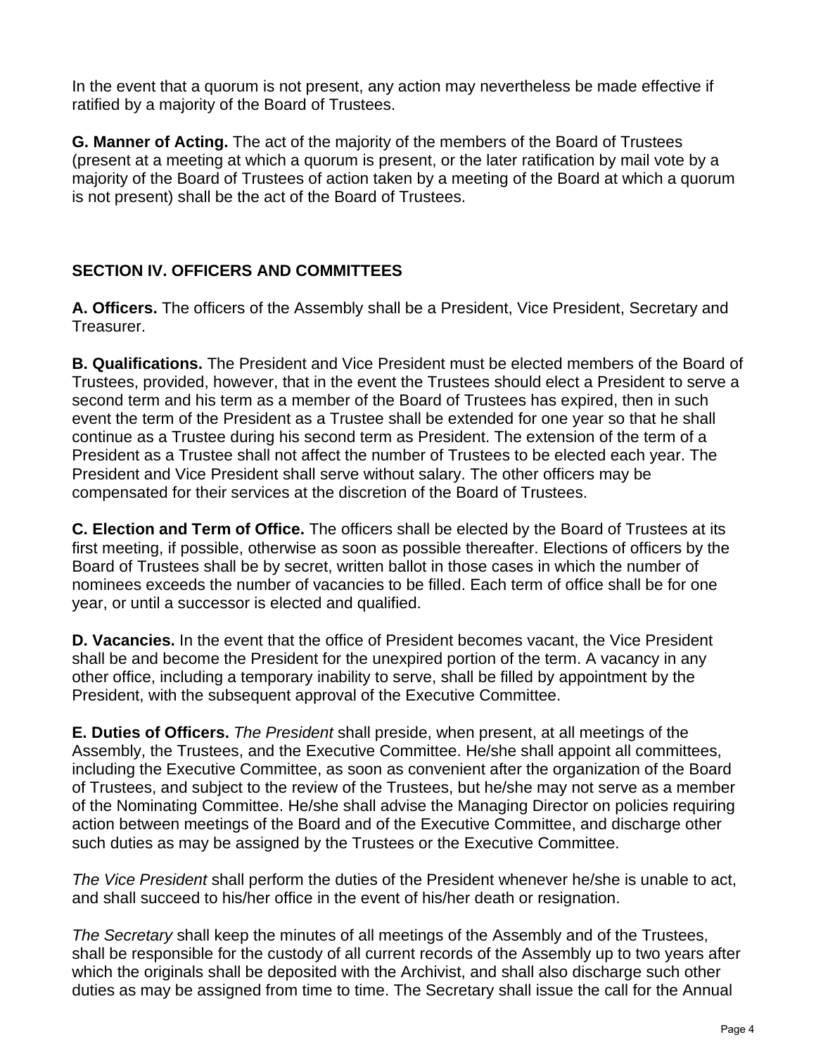In the event that a quorum is not present, any action may nevertheless be made effective if ratified by a majority of the Board of Trustees.

**G. Manner of Acting.** The act of the majority of the members of the Board of Trustees (present at a meeting at which a quorum is present, or the later ratification by mail vote by a majority of the Board of Trustees of action taken by a meeting of the Board at which a quorum is not present) shall be the act of the Board of Trustees.

## SECTION IV. OFFICERS AND COMMITTEES

**A. Officers.** The officers of the Assembly shall be a President, Vice President, Secretary and Treasurer.

**B. Qualifications.** The President and Vice President must be elected members of the Board of Trustees, provided, however, that in the event the Trustees should elect a President to serve a second term and his term as a member of the Board of Trustees has expired, then in such event the term of the President as a Trustee shall be extended for one year so that he shall continue as a Trustee during his second term as President. The extension of the term of a President as a Trustee shall not affect the number of Trustees to be elected each year. The President and Vice President shall serve without salary. The other officers may be compensated for their services at the discretion of the Board of Trustees.

**C. Election and Term of Office.** The officers shall be elected by the Board of Trustees at its first meeting, if possible, otherwise as soon as possible thereafter. Elections of officers by the Board of Trustees shall be by secret, written ballot in those cases in which the number of nominees exceeds the number of vacancies to be filled. Each term of office shall be for one year, or until a successor is elected and qualified.

**D. Vacancies.** In the event that the office of President becomes vacant, the Vice President shall be and become the President for the unexpired portion of the term. A vacancy in any other office, including a temporary inability to serve, shall be filled by appointment by the President, with the subsequent approval of the Executive Committee.

**E. Duties of Officers.** *The President* shall preside, when present, at all meetings of the Assembly, the Trustees, and the Executive Committee. He/she shall appoint all committees, including the Executive Committee, as soon as convenient after the organization of the Board of Trustees, and subject to the review of the Trustees, but he/she may not serve as a member of the Nominating Committee. He/she shall advise the Managing Director on policies requiring action between meetings of the Board and of the Executive Committee, and discharge other such duties as may be assigned by the Trustees or the Executive Committee.

*The Vice President* shall perform the duties of the President whenever he/she is unable to act, and shall succeed to his/her office in the event of his/her death or resignation.

*The Secretary* shall keep the minutes of all meetings of the Assembly and of the Trustees, shall be responsible for the custody of all current records of the Assembly up to two years after which the originals shall be deposited with the Archivist, and shall also discharge such other duties as may be assigned from time to time. The Secretary shall issue the call for the Annual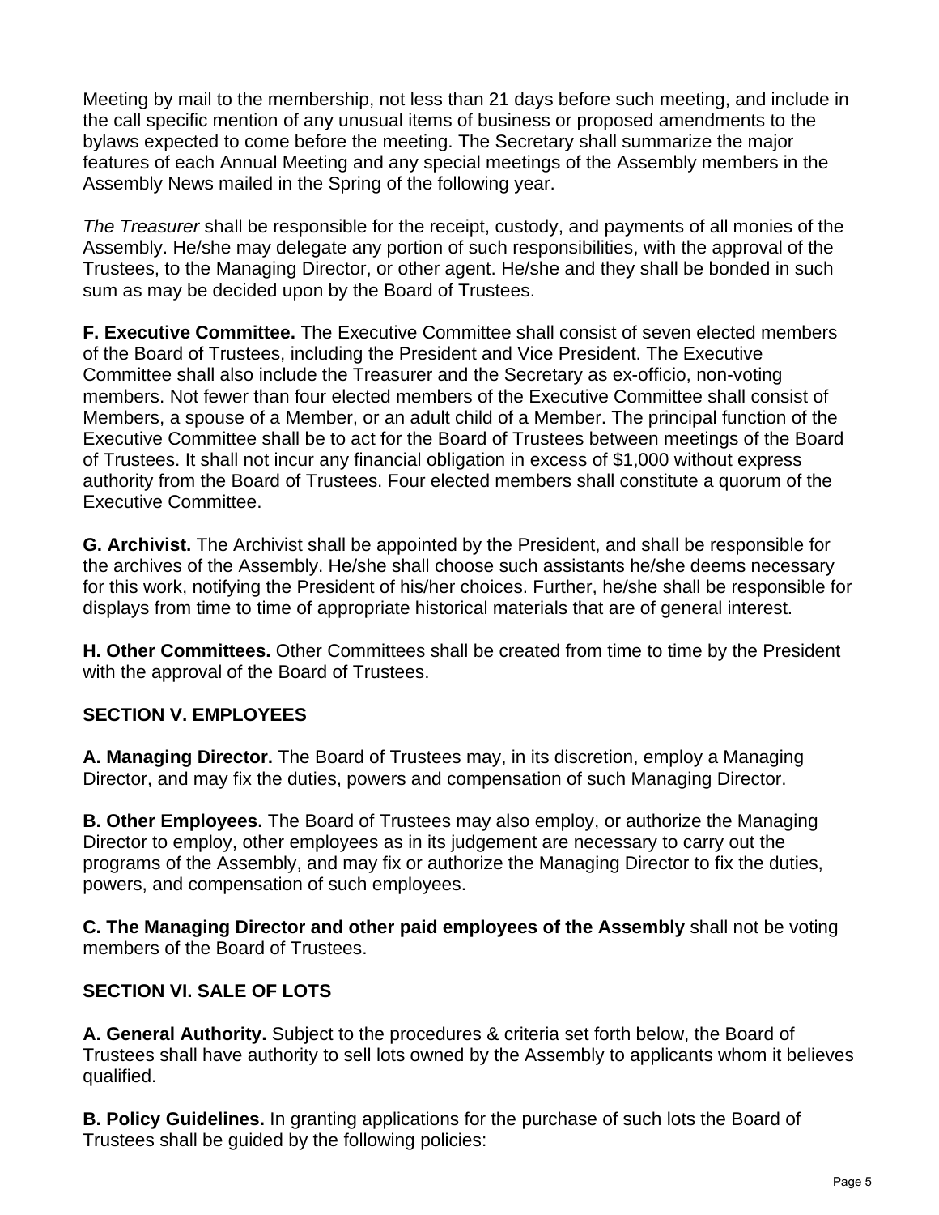Meeting by mail to the membership, not less than 21 days before such meeting, and include in the call specific mention of any unusual items of business or proposed amendments to the bylaws expected to come before the meeting. The Secretary shall summarize the major features of each Annual Meeting and any special meetings of the Assembly members in the Assembly News mailed in the Spring of the following year.

*The Treasurer* shall be responsible for the receipt, custody, and payments of all monies of the Assembly. He/she may delegate any portion of such responsibilities, with the approval of the Trustees, to the Managing Director, or other agent. He/she and they shall be bonded in such sum as may be decided upon by the Board of Trustees.

**F. Executive Committee.** The Executive Committee shall consist of seven elected members of the Board of Trustees, including the President and Vice President. The Executive Committee shall also include the Treasurer and the Secretary as ex-officio, non-voting members. Not fewer than four elected members of the Executive Committee shall consist of Members, a spouse of a Member, or an adult child of a Member. The principal function of the Executive Committee shall be to act for the Board of Trustees between meetings of the Board of Trustees. It shall not incur any financial obligation in excess of $1,000 without express authority from the Board of Trustees. Four elected members shall constitute a quorum of the Executive Committee.

**G. Archivist.** The Archivist shall be appointed by the President, and shall be responsible for the archives of the Assembly. He/she shall choose such assistants he/she deems necessary for this work, notifying the President of his/her choices. Further, he/she shall be responsible for displays from time to time of appropriate historical materials that are of general interest.

**H. Other Committees.** Other Committees shall be created from time to time by the President with the approval of the Board of Trustees.

## SECTION V. EMPLOYEES

**A. Managing Director.** The Board of Trustees may, in its discretion, employ a Managing Director, and may fix the duties, powers and compensation of such Managing Director.

**B. Other Employees.** The Board of Trustees may also employ, or authorize the Managing Director to employ, other employees as in its judgement are necessary to carry out the programs of the Assembly, and may fix or authorize the Managing Director to fix the duties, powers, and compensation of such employees.

**C. The Managing Director and other paid employees of the Assembly** shall not be voting members of the Board of Trustees.

## SECTION VI. SALE OF LOTS

**A. General Authority.** Subject to the procedures & criteria set forth below, the Board of Trustees shall have authority to sell lots owned by the Assembly to applicants whom it believes qualified.

**B. Policy Guidelines.** In granting applications for the purchase of such lots the Board of Trustees shall be guided by the following policies: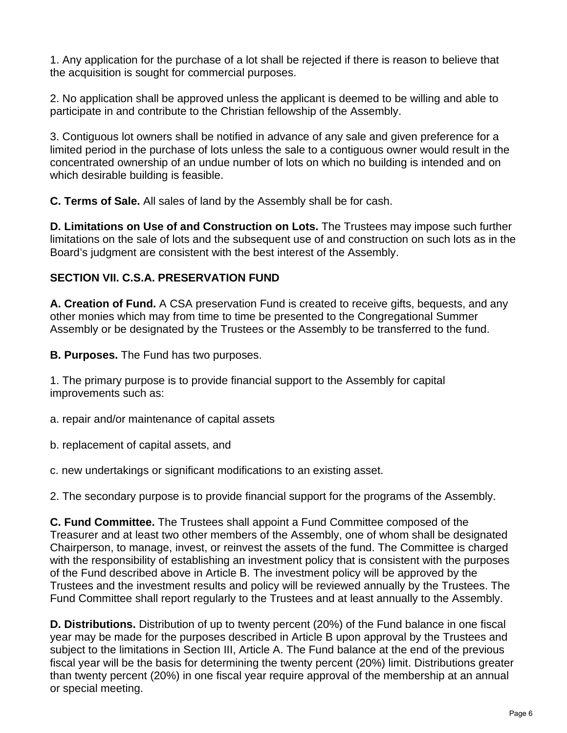1. Any application for the purchase of a lot shall be rejected if there is reason to believe that the acquisition is sought for commercial purposes.

2. No application shall be approved unless the applicant is deemed to be willing and able to participate in and contribute to the Christian fellowship of the Assembly.

3. Contiguous lot owners shall be notified in advance of any sale and given preference for a limited period in the purchase of lots unless the sale to a contiguous owner would result in the concentrated ownership of an undue number of lots on which no building is intended and on which desirable building is feasible.

**C. Terms of Sale.** All sales of land by the Assembly shall be for cash.

**D. Limitations on Use of and Construction on Lots.** The Trustees may impose such further limitations on the sale of lots and the subsequent use of and construction on such lots as in the Board's judgment are consistent with the best interest of the Assembly.

## SECTION VII. C.S.A. PRESERVATION FUND

**A. Creation of Fund.** A CSA preservation Fund is created to receive gifts, bequests, and any other monies which may from time to time be presented to the Congregational Summer Assembly or be designated by the Trustees or the Assembly to be transferred to the fund.

**B. Purposes.** The Fund has two purposes.

1. The primary purpose is to provide financial support to the Assembly for capital improvements such as:

a. repair and/or maintenance of capital assets

b. replacement of capital assets, and

c. new undertakings or significant modifications to an existing asset.

2. The secondary purpose is to provide financial support for the programs of the Assembly.

**C. Fund Committee.** The Trustees shall appoint a Fund Committee composed of the Treasurer and at least two other members of the Assembly, one of whom shall be designated Chairperson, to manage, invest, or reinvest the assets of the fund. The Committee is charged with the responsibility of establishing an investment policy that is consistent with the purposes of the Fund described above in Article B. The investment policy will be approved by the Trustees and the investment results and policy will be reviewed annually by the Trustees. The Fund Committee shall report regularly to the Trustees and at least annually to the Assembly.

**D. Distributions.** Distribution of up to twenty percent (20%) of the Fund balance in one fiscal year may be made for the purposes described in Article B upon approval by the Trustees and subject to the limitations in Section III, Article A. The Fund balance at the end of the previous fiscal year will be the basis for determining the twenty percent (20%) limit. Distributions greater than twenty percent (20%) in one fiscal year require approval of the membership at an annual or special meeting.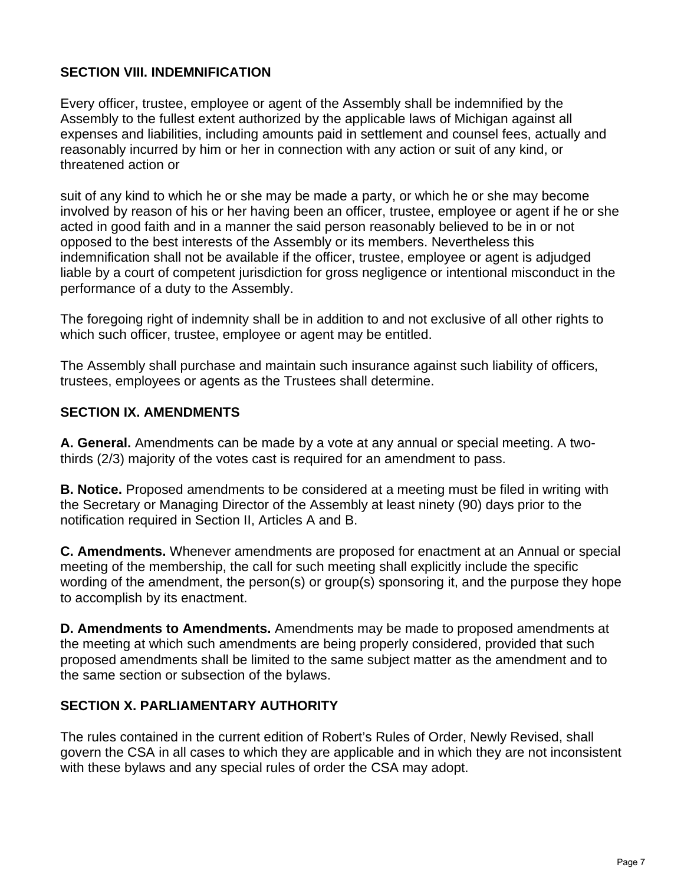## SECTION VIII. INDEMNIFICATION

Every officer, trustee, employee or agent of the Assembly shall be indemnified by the Assembly to the fullest extent authorized by the applicable laws of Michigan against all expenses and liabilities, including amounts paid in settlement and counsel fees, actually and reasonably incurred by him or her in connection with any action or suit of any kind, or threatened action or

suit of any kind to which he or she may be made a party, or which he or she may become involved by reason of his or her having been an officer, trustee, employee or agent if he or she acted in good faith and in a manner the said person reasonably believed to be in or not opposed to the best interests of the Assembly or its members. Nevertheless this indemnification shall not be available if the officer, trustee, employee or agent is adjudged liable by a court of competent jurisdiction for gross negligence or intentional misconduct in the performance of a duty to the Assembly.

The foregoing right of indemnity shall be in addition to and not exclusive of all other rights to which such officer, trustee, employee or agent may be entitled.

The Assembly shall purchase and maintain such insurance against such liability of officers, trustees, employees or agents as the Trustees shall determine.

## SECTION IX. AMENDMENTS

**A. General.** Amendments can be made by a vote at any annual or special meeting. A two-thirds (2/3) majority of the votes cast is required for an amendment to pass.

**B. Notice.** Proposed amendments to be considered at a meeting must be filed in writing with the Secretary or Managing Director of the Assembly at least ninety (90) days prior to the notification required in Section II, Articles A and B.

**C. Amendments.** Whenever amendments are proposed for enactment at an Annual or special meeting of the membership, the call for such meeting shall explicitly include the specific wording of the amendment, the person(s) or group(s) sponsoring it, and the purpose they hope to accomplish by its enactment.

**D. Amendments to Amendments.** Amendments may be made to proposed amendments at the meeting at which such amendments are being properly considered, provided that such proposed amendments shall be limited to the same subject matter as the amendment and to the same section or subsection of the bylaws.

## SECTION X. PARLIAMENTARY AUTHORITY

The rules contained in the current edition of Robert's Rules of Order, Newly Revised, shall govern the CSA in all cases to which they are applicable and in which they are not inconsistent with these bylaws and any special rules of order the CSA may adopt.